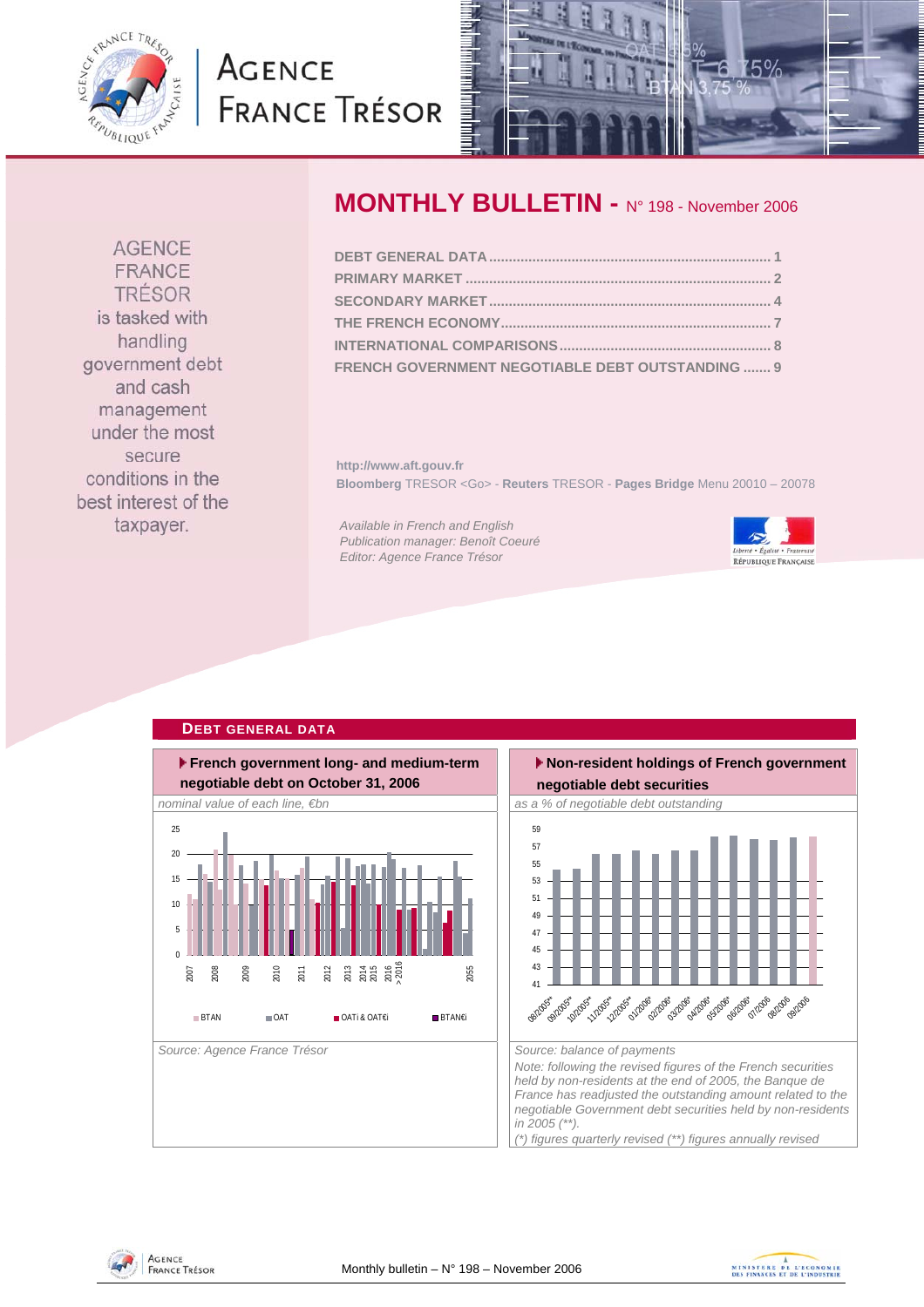# MONTHLY BULLETIN - N° 198 - November 2006

AGENCE FRANCE TRÉSOR is tasked with handling government debt and cash management under the most secure conditions in the best interest of the taxpayer.

- DEBT GENERAL DATA ....... 1
- PRIMARY MARKET ....... 2
- SECONDARY MARKET ....... 4
- THE FRENCH ECONOMY ....... 7
- INTERNATIONAL COMPARISONS ....... 8
- FRENCH GOVERNMENT NEGOTIABLE DEBT OUTSTANDING ....... 9

**http://www.aft.gouv.fr**
**Bloomberg** TRESOR <Go> - **Reuters** TRESOR - **Pages Bridge** Menu 20010 – 20078

*Available in French and English*
*Publication manager: Benoît Coeuré*
*Editor: Agence France Trésor*

## DEBT GENERAL DATA

### French government long- and medium-term negotiable debt on October 31, 2006

*nominal value of each line, €bn*

25
20
15
10
5
0
2007 2008 2009 2010 2011 2012 2013 2014 2015 2016 > 2016 2055

BTAN OAT OATi & OAT€i BTAN€i

*Source: Agence France Trésor*

### Non-resident holdings of French government negotiable debt securities

*as a % of negotiable debt outstanding*

59
57
55
53
51
49
47
45
43
41
08/2005** 09/2005** 10/2005** 11/2005** 12/2005** 01/2006* 02/2006* 03/2006* 04/2006* 05/2006* 06/2006* 07/2006 08/2006 09/2006

*Source: balance of payments*

*Note: following the revised figures of the French securities held by non-residents at the end of 2005, the Banque de France has readjusted the outstanding amount related to the negotiable Government debt securities held by non-residents in 2005 (**).*

*(*) figures quarterly revised (**) figures annually revised*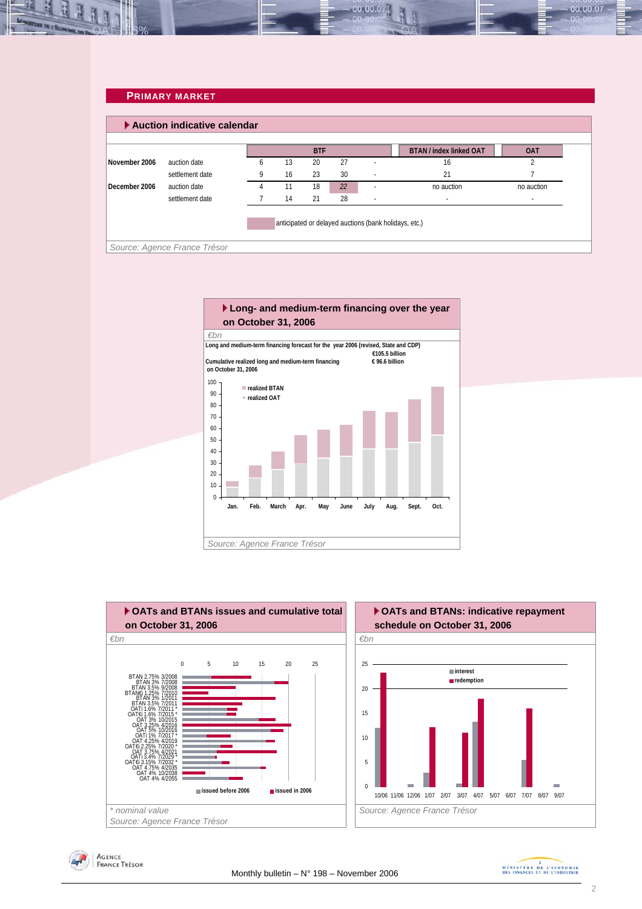## PRIMARY MARKET

### Auction indicative calendar

| | | BTF | | | | | BTAN / index linked OAT | OAT |
|---|---|---|---|---|---|---|---|---|
| November 2006 | auction date | 6 | 13 | 20 | 27 | - | 16 | 2 |
| | settlement date | 9 | 16 | 23 | 30 | - | 21 | 7 |
| December 2006 | auction date | 4 | 11 | 18 | 22 | - | no auction | no auction |
| | settlement date | 7 | 14 | 21 | 28 | - | - | - |

anticipated or delayed auctions (bank holidays, etc.)

*Source: Agence France Trésor*

### Long- and medium-term financing over the year on October 31, 2006

*€bn*

Long and medium-term financing forecast for the year 2006 (revised, State and CDP) €105.5 billion

Cumulative realized long and medium-term financing on October 31, 2006 € 96.6 billion

realized BTAN
realized OAT

0 10 20 30 40 50 60 70 80 90 100

Jan. Feb. March Apr. May June July Aug. Sept. Oct.

*Source: Agence France Trésor*

### OATs and BTANs issues and cumulative total on October 31, 2006

*€bn*

0 5 10 15 20 25

BTAN 2.75% 3/2008
BTAN 3% 7/2008
BTAN 3.5% 9/2008
BTAN€i 1.25% 7/2010
BTAN 3% 1/2011
BTAN 3.5% 7/2011
OATi 1.6% 7/2011 *
OAT€i 1.6% 7/2015 *
OAT 3% 10/2015
OAT 3.25% 4/2016
OAT 5% 10/2016
OATi 1% 7/2017 *
OAT 4.25% 4/2019
OAT€i 2.25% 7/2020 *
OAT 3.75% 4/2021
OATi 3.4% 7/2029 *
OAT€i 3.15% 7/2032 *
OAT 4.75% 4/2035
OAT 4% 10/2038
OAT 4% 4/2055

issued before 2006
issued in 2006

*\* nominal value*

*Source: Agence France Trésor*

### OATs and BTANs: indicative repayment schedule on October 31, 2006

*€bn*

0 5 10 15 20 25

interest
redemption

10/06 11/06 12/06 1/07 2/07 3/07 4/07 5/07 6/07 7/07 8/07 9/07

*Source: Agence France Trésor*

Monthly bulletin – N° 198 – November 2006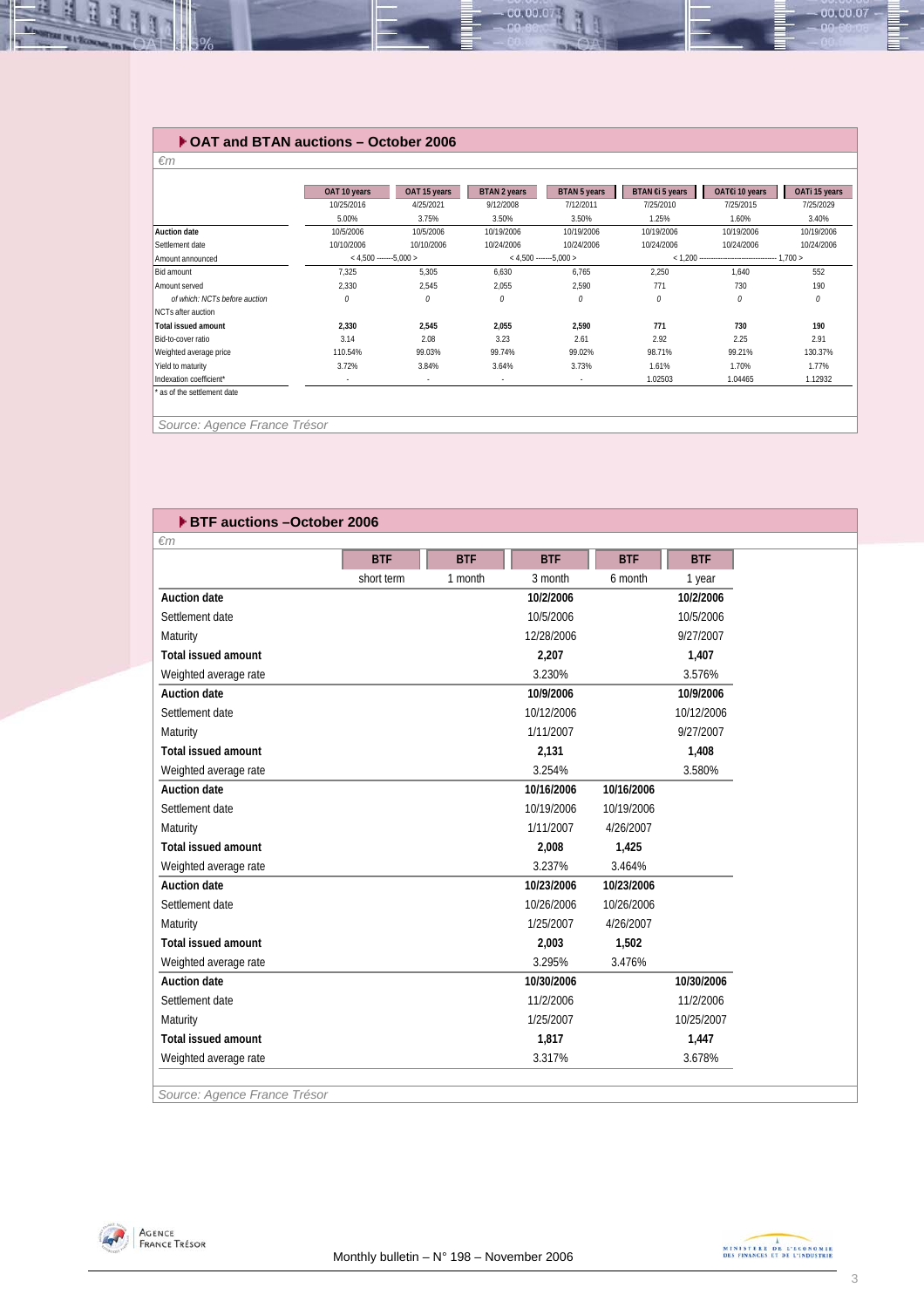## OAT and BTAN auctions – October 2006

*€m*

| | OAT 10 years | OAT 15 years | BTAN 2 years | BTAN 5 years | BTAN €i 5 years | OAT€i 10 years | OATi 15 years |
|---|---|---|---|---|---|---|---|
| | 10/25/2016 | 4/25/2021 | 9/12/2008 | 7/12/2011 | 7/25/2010 | 7/25/2015 | 7/25/2029 |
| | 5.00% | 3.75% | 3.50% | 3.50% | 1.25% | 1.60% | 3.40% |
| **Auction date** | 10/5/2006 | 10/5/2006 | 10/19/2006 | 10/19/2006 | 10/19/2006 | 10/19/2006 | 10/19/2006 |
| Settlement date | 10/10/2006 | 10/10/2006 | 10/24/2006 | 10/24/2006 | 10/24/2006 | 10/24/2006 | 10/24/2006 |
| Amount announced | < 4,500 -------5,000 > | | < 4,500 -------5,000 > | | < 1,200 ---------------------------------- 1,700 > | | |
| Bid amount | 7,325 | 5,305 | 6,630 | 6,765 | 2,250 | 1,640 | 552 |
| Amount served | 2,330 | 2,545 | 2,055 | 2,590 | 771 | 730 | 190 |
| *of which: NCTs before auction* | *0* | *0* | *0* | *0* | *0* | *0* | *0* |
| NCTs after auction | | | | | | | |
| **Total issued amount** | **2,330** | **2,545** | **2,055** | **2,590** | **771** | **730** | **190** |
| Bid-to-cover ratio | 3.14 | 2.08 | 3.23 | 2.61 | 2.92 | 2.25 | 2.91 |
| Weighted average price | 110.54% | 99.03% | 99.74% | 99.02% | 98.71% | 99.21% | 130.37% |
| Yield to maturity | 3.72% | 3.84% | 3.64% | 3.73% | 1.61% | 1.70% | 1.77% |
| Indexation coefficient* | - | - | - | - | 1.02503 | 1.04465 | 1.12932 |

\* as of the settlement date

*Source: Agence France Trésor*

## BTF auctions –October 2006

*€m*

| | BTF | BTF | BTF | BTF | BTF |
|---|---|---|---|---|---|
| | short term | 1 month | 3 month | 6 month | 1 year |
| **Auction date** | | | **10/2/2006** | | **10/2/2006** |
| Settlement date | | | 10/5/2006 | | 10/5/2006 |
| Maturity | | | 12/28/2006 | | 9/27/2007 |
| **Total issued amount** | | | **2,207** | | **1,407** |
| Weighted average rate | | | 3.230% | | 3.576% |
| **Auction date** | | | **10/9/2006** | | **10/9/2006** |
| Settlement date | | | 10/12/2006 | | 10/12/2006 |
| Maturity | | | 1/11/2007 | | 9/27/2007 |
| **Total issued amount** | | | **2,131** | | **1,408** |
| Weighted average rate | | | 3.254% | | 3.580% |
| **Auction date** | | | **10/16/2006** | **10/16/2006** | |
| Settlement date | | | 10/19/2006 | 10/19/2006 | |
| Maturity | | | 1/11/2007 | 4/26/2007 | |
| **Total issued amount** | | | **2,008** | **1,425** | |
| Weighted average rate | | | 3.237% | 3.464% | |
| **Auction date** | | | **10/23/2006** | **10/23/2006** | |
| Settlement date | | | 10/26/2006 | 10/26/2006 | |
| Maturity | | | 1/25/2007 | 4/26/2007 | |
| **Total issued amount** | | | **2,003** | **1,502** | |
| Weighted average rate | | | 3.295% | 3.476% | |
| **Auction date** | | | **10/30/2006** | | **10/30/2006** |
| Settlement date | | | 11/2/2006 | | 11/2/2006 |
| Maturity | | | 1/25/2007 | | 10/25/2007 |
| **Total issued amount** | | | **1,817** | | **1,447** |
| Weighted average rate | | | 3.317% | | 3.678% |

*Source: Agence France Trésor*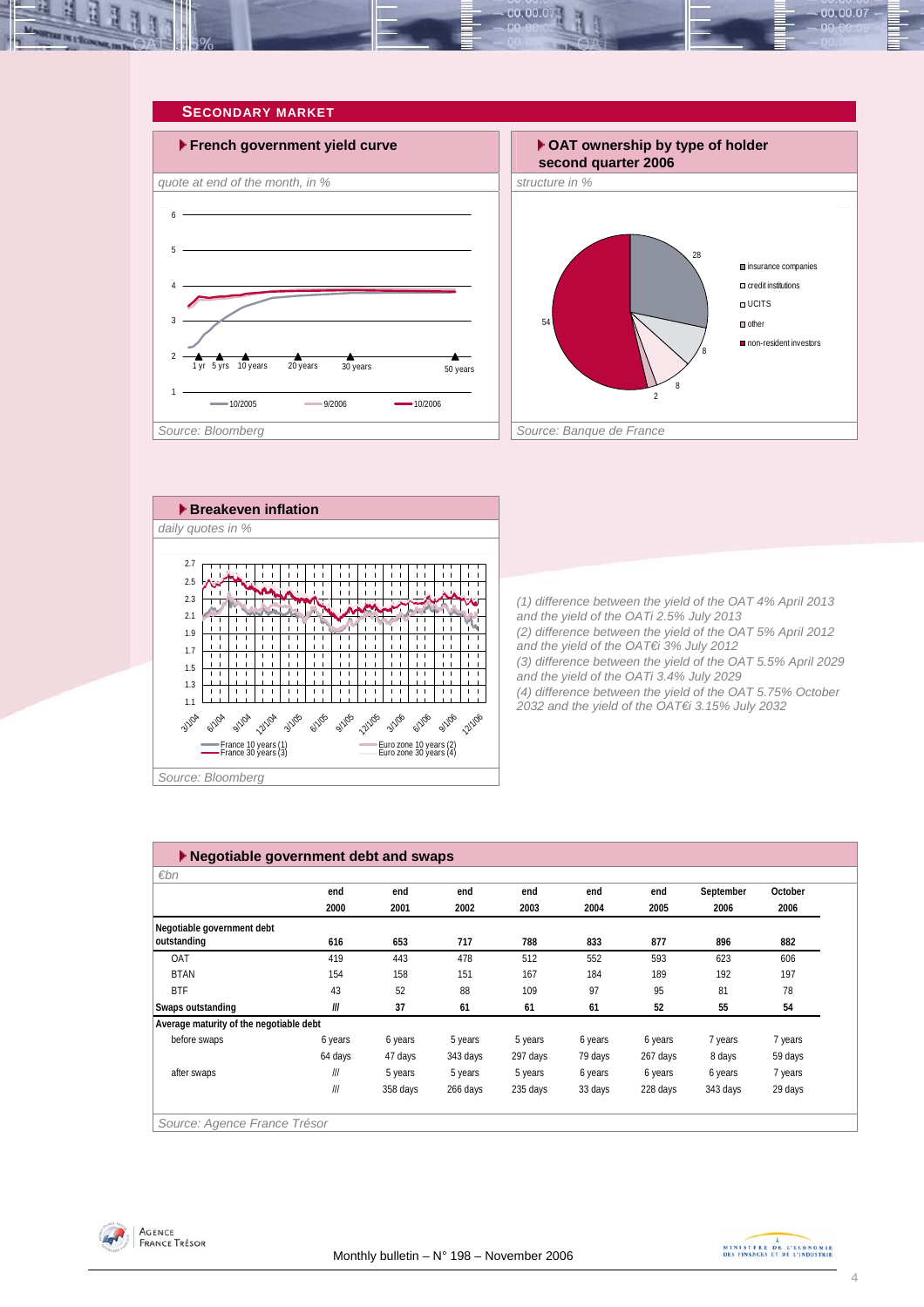## SECONDARY MARKET

### French government yield curve

*quote at end of the month, in %*

6
5
4
3
2
1

1 yr 5 yrs 10 years 20 years 30 years 50 years

10/2005 9/2006 10/2006

*Source: Bloomberg*

### OAT ownership by type of holder second quarter 2006

*structure in %*

28
8
8
2
54

insurance companies
credit institutions
UCITS
other
non-resident investors

*Source: Banque de France*

### Breakeven inflation

*daily quotes in %*

2.7
2.5
2.3
2.1
1.9
1.7
1.5
1.3
1.1

3/1/04 6/1/04 9/1/04 12/1/04 3/1/05 6/1/05 9/1/05 12/1/05 3/1/06 6/1/06 9/1/06 12/1/06

France 10 years (1)
France 30 years (3)
Euro zone 10 years (2)
Euro zone 30 years (4)

*Source: Bloomberg*

*(1) difference between the yield of the OAT 4% April 2013 and the yield of the OATi 2.5% July 2013*
*(2) difference between the yield of the OAT 5% April 2012 and the yield of the OAT€i 3% July 2012*
*(3) difference between the yield of the OAT 5.5% April 2029 and the yield of the OATi 3.4% July 2029*
*(4) difference between the yield of the OAT 5.75% October 2032 and the yield of the OAT€i 3.15% July 2032*

### Negotiable government debt and swaps

*€bn*

| | end 2000 | end 2001 | end 2002 | end 2003 | end 2004 | end 2005 | September 2006 | October 2006 |
|---|---|---|---|---|---|---|---|---|
| **Negotiable government debt outstanding** | **616** | **653** | **717** | **788** | **833** | **877** | **896** | **882** |
| OAT | 419 | 443 | 478 | 512 | 552 | 593 | 623 | 606 |
| BTAN | 154 | 158 | 151 | 167 | 184 | 189 | 192 | 197 |
| BTF | 43 | 52 | 88 | 109 | 97 | 95 | 81 | 78 |
| **Swaps outstanding** | **///** | **37** | **61** | **61** | **61** | **52** | **55** | **54** |
| **Average maturity of the negotiable debt** | | | | | | | | |
| before swaps | 6 years | 6 years | 5 years | 5 years | 6 years | 6 years | 7 years | 7 years |
| | 64 days | 47 days | 343 days | 297 days | 79 days | 267 days | 8 days | 59 days |
| after swaps | /// | 5 years | 5 years | 5 years | 6 years | 6 years | 6 years | 7 years |
| | /// | 358 days | 266 days | 235 days | 33 days | 228 days | 343 days | 29 days |

*Source: Agence France Trésor*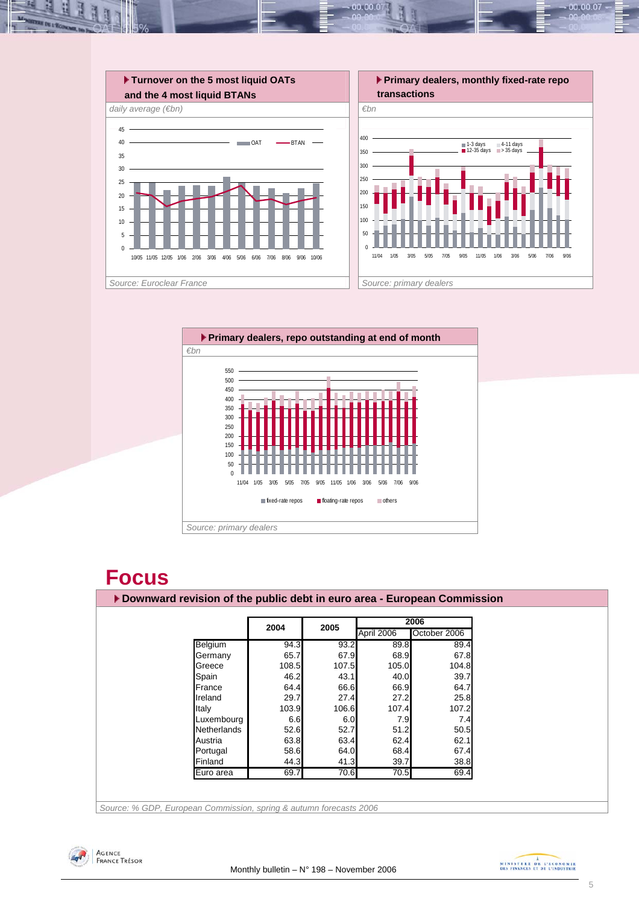**Turnover on the 5 most liquid OATs and the 4 most liquid BTANs**

*daily average (€bn)*

45
40
35
30
25
20
15
10
5
0

OAT
BTAN

10/05 11/05 12/05 1/06 2/06 3/06 4/06 5/06 6/06 7/06 8/06 9/06 10/06

*Source: Euroclear France*

**Primary dealers, monthly fixed-rate repo transactions**

*€bn*

400
350
300
250
200
150
100
50
0

1-3 days
4-11 days
12-35 days
> 35 days

11/04 1/05 3/05 5/05 7/05 9/05 11/05 1/06 3/06 5/06 7/06 9/06

*Source: primary dealers*

**Primary dealers, repo outstanding at end of month**

*€bn*

550
500
450
400
350
300
250
200
150
100
50
0

11/04 1/05 3/05 5/05 7/05 9/05 11/05 1/06 3/06 5/06 7/06 9/06

fixed-rate repos
floating-rate repos
others

*Source: primary dealers*

# Focus

**Downward revision of the public debt in euro area - European Commission**

| | 2004 | 2005 | 2006 | |
|---|---|---|---|---|
| | | | April 2006 | October 2006 |
| Belgium | 94.3 | 93.2 | 89.8 | 89.4 |
| Germany | 65.7 | 67.9 | 68.9 | 67.8 |
| Greece | 108.5 | 107.5 | 105.0 | 104.8 |
| Spain | 46.2 | 43.1 | 40.0 | 39.7 |
| France | 64.4 | 66.6 | 66.9 | 64.7 |
| Ireland | 29.7 | 27.4 | 27.2 | 25.8 |
| Italy | 103.9 | 106.6 | 107.4 | 107.2 |
| Luxembourg | 6.6 | 6.0 | 7.9 | 7.4 |
| Netherlands | 52.6 | 52.7 | 51.2 | 50.5 |
| Austria | 63.8 | 63.4 | 62.4 | 62.1 |
| Portugal | 58.6 | 64.0 | 68.4 | 67.4 |
| Finland | 44.3 | 41.3 | 39.7 | 38.8 |
| Euro area | 69.7 | 70.6 | 70.5 | 69.4 |

*Source: % GDP, European Commission, spring & autumn forecasts 2006*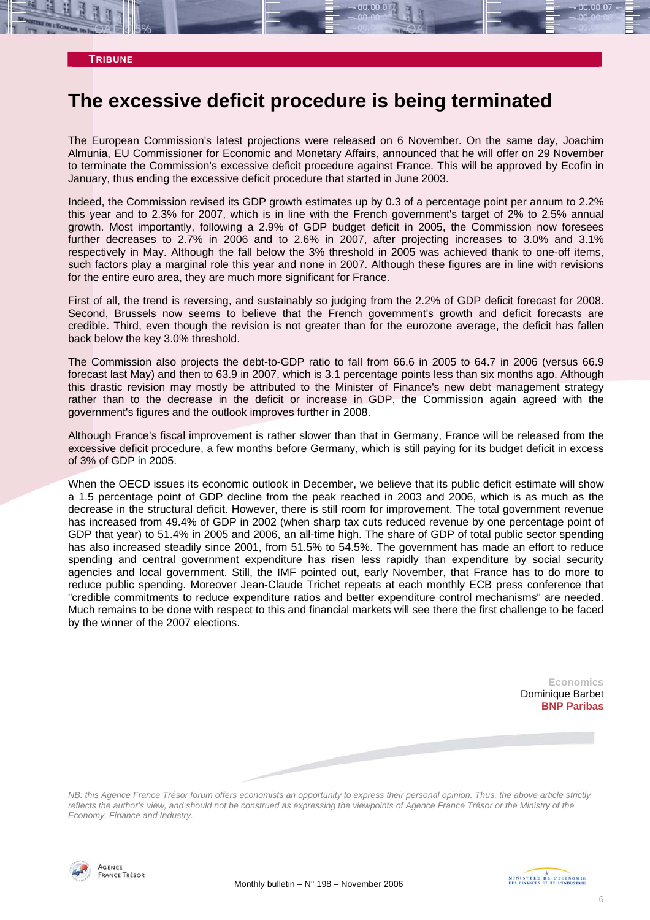**TRIBUNE**

# The excessive deficit procedure is being terminated

The European Commission's latest projections were released on 6 November. On the same day, Joachim Almunia, EU Commissioner for Economic and Monetary Affairs, announced that he will offer on 29 November to terminate the Commission's excessive deficit procedure against France. This will be approved by Ecofin in January, thus ending the excessive deficit procedure that started in June 2003.

Indeed, the Commission revised its GDP growth estimates up by 0.3 of a percentage point per annum to 2.2% this year and to 2.3% for 2007, which is in line with the French government's target of 2% to 2.5% annual growth. Most importantly, following a 2.9% of GDP budget deficit in 2005, the Commission now foresees further decreases to 2.7% in 2006 and to 2.6% in 2007, after projecting increases to 3.0% and 3.1% respectively in May. Although the fall below the 3% threshold in 2005 was achieved thank to one-off items, such factors play a marginal role this year and none in 2007. Although these figures are in line with revisions for the entire euro area, they are much more significant for France.

First of all, the trend is reversing, and sustainably so judging from the 2.2% of GDP deficit forecast for 2008. Second, Brussels now seems to believe that the French government's growth and deficit forecasts are credible. Third, even though the revision is not greater than for the eurozone average, the deficit has fallen back below the key 3.0% threshold.

The Commission also projects the debt-to-GDP ratio to fall from 66.6 in 2005 to 64.7 in 2006 (versus 66.9 forecast last May) and then to 63.9 in 2007, which is 3.1 percentage points less than six months ago. Although this drastic revision may mostly be attributed to the Minister of Finance's new debt management strategy rather than to the decrease in the deficit or increase in GDP, the Commission again agreed with the government's figures and the outlook improves further in 2008.

Although France's fiscal improvement is rather slower than that in Germany, France will be released from the excessive deficit procedure, a few months before Germany, which is still paying for its budget deficit in excess of 3% of GDP in 2005.

When the OECD issues its economic outlook in December, we believe that its public deficit estimate will show a 1.5 percentage point of GDP decline from the peak reached in 2003 and 2006, which is as much as the decrease in the structural deficit. However, there is still room for improvement. The total government revenue has increased from 49.4% of GDP in 2002 (when sharp tax cuts reduced revenue by one percentage point of GDP that year) to 51.4% in 2005 and 2006, an all-time high. The share of GDP of total public sector spending has also increased steadily since 2001, from 51.5% to 54.5%. The government has made an effort to reduce spending and central government expenditure has risen less rapidly than expenditure by social security agencies and local government. Still, the IMF pointed out, early November, that France has to do more to reduce public spending. Moreover Jean-Claude Trichet repeats at each monthly ECB press conference that "credible commitments to reduce expenditure ratios and better expenditure control mechanisms" are needed. Much remains to be done with respect to this and financial markets will see there the first challenge to be faced by the winner of the 2007 elections.

**Economics**
Dominique Barbet
**BNP Paribas**

*NB: this Agence France Trésor forum offers economists an opportunity to express their personal opinion. Thus, the above article strictly reflects the author's view, and should not be construed as expressing the viewpoints of Agence France Trésor or the Ministry of the Economy, Finance and Industry.*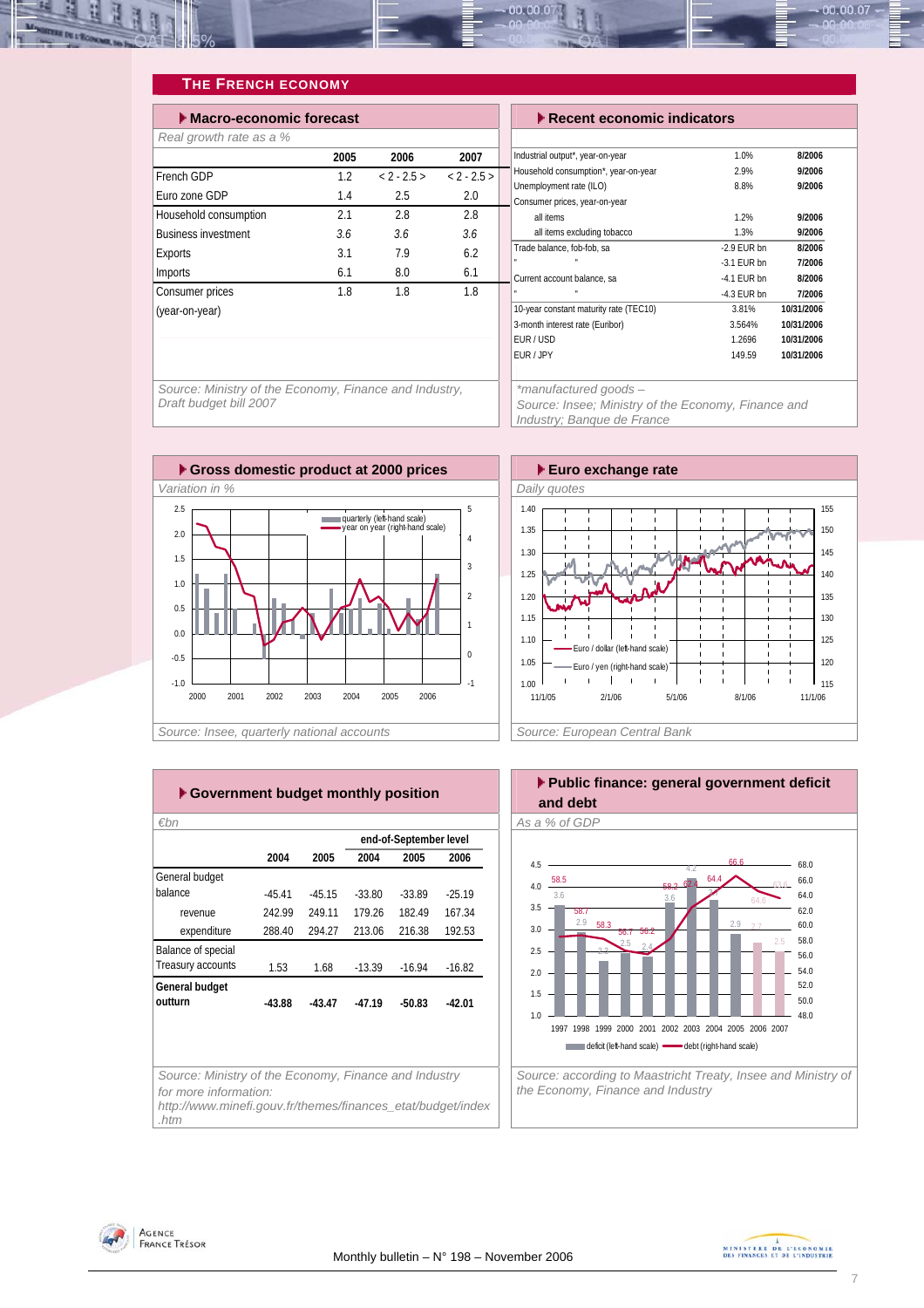## THE FRENCH ECONOMY

### Macro-economic forecast

*Real growth rate as a %*

| | 2005 | 2006 | 2007 |
|---|---|---|---|
| French GDP | 1.2 | < 2 - 2.5 > | < 2 - 2.5 > |
| Euro zone GDP | 1.4 | 2.5 | 2.0 |
| Household consumption | 2.1 | 2.8 | 2.8 |
| Business investment | *3.6* | *3.6* | *3.6* |
| Exports | 3.1 | 7.9 | 6.2 |
| Imports | 6.1 | 8.0 | 6.1 |
| Consumer prices (year-on-year) | 1.8 | 1.8 | 1.8 |

*Source: Ministry of the Economy, Finance and Industry, Draft budget bill 2007*

### Recent economic indicators

| | | |
|---|---|---|
| Industrial output*, year-on-year | 1.0% | **8/2006** |
| Household consumption*, year-on-year | 2.9% | **9/2006** |
| Unemployment rate (ILO) | 8.8% | **9/2006** |
| Consumer prices, year-on-year | | |
| all items | 1.2% | **9/2006** |
| all items excluding tobacco | 1.3% | **9/2006** |
| Trade balance, fob-fob, sa | -2.9 EUR bn | **8/2006** |
| " " | -3.1 EUR bn | **7/2006** |
| Current account balance, sa | -4.1 EUR bn | **8/2006** |
| " " | -4.3 EUR bn | **7/2006** |
| 10-year constant maturity rate (TEC10) | 3.81% | **10/31/2006** |
| 3-month interest rate (Euribor) | 3.564% | **10/31/2006** |
| EUR / USD | 1.2696 | **10/31/2006** |
| EUR / JPY | 149.59 | **10/31/2006** |

*\*manufactured goods –*
*Source: Insee; Ministry of the Economy, Finance and Industry; Banque de France*

### Gross domestic product at 2000 prices

*Variation in %*

quarterly (left-hand scale)
year on year (right-hand scale)

2.5
2.0
1.5
1.0
0.5
0.0
-0.5
-1.0

5
4
3
2
1
0
-1

2000 2001 2002 2003 2004 2005 2006

*Source: Insee, quarterly national accounts*

### Euro exchange rate

*Daily quotes*

1.40
1.35
1.30
1.25
1.20
1.15
1.10
1.05
1.00

155
150
145
140
135
130
125
120
115

Euro / dollar (left-hand scale)
Euro / yen (right-hand scale)

11/1/05 2/1/06 5/1/06 8/1/06 11/1/06

*Source: European Central Bank*

### Government budget monthly position

*€bn*

| | 2004 | 2005 | end-of-September level 2004 | 2005 | 2006 |
|---|---|---|---|---|---|
| General budget balance | -45.41 | -45.15 | -33.80 | -33.89 | -25.19 |
| revenue | 242.99 | 249.11 | 179.26 | 182.49 | 167.34 |
| expenditure | 288.40 | 294.27 | 213.06 | 216.38 | 192.53 |
| Balance of special Treasury accounts | 1.53 | 1.68 | -13.39 | -16.94 | -16.82 |
| **General budget outturn** | **-43.88** | **-43.47** | **-47.19** | **-50.83** | **-42.01** |

*Source: Ministry of the Economy, Finance and Industry*
*for more information:*
*http://www.minefi.gouv.fr/themes/finances_etat/budget/index.htm*

### Public finance: general government deficit and debt

*As a % of GDP*

4.5
4.0
3.5
3.0
2.5
2.0
1.5
1.0

68.0
66.0
64.0
62.0
60.0
58.0
56.0
54.0
52.0
50.0
48.0

58.5 3.6 58.7 2.9 58.3 2.2 56.7 2.5 56.2 2.4 58.2 3.6 62.4 4.2 64.4 3.7 66.6 2.9 64.6 2.7 63.6 2.6

1997 1998 1999 2000 2001 2002 2003 2004 2005 2006 2007

deficit (left-hand scale)
debt (right-hand scale)

*Source: according to Maastricht Treaty, Insee and Ministry of the Economy, Finance and Industry*

Monthly bulletin – N° 198 – November 2006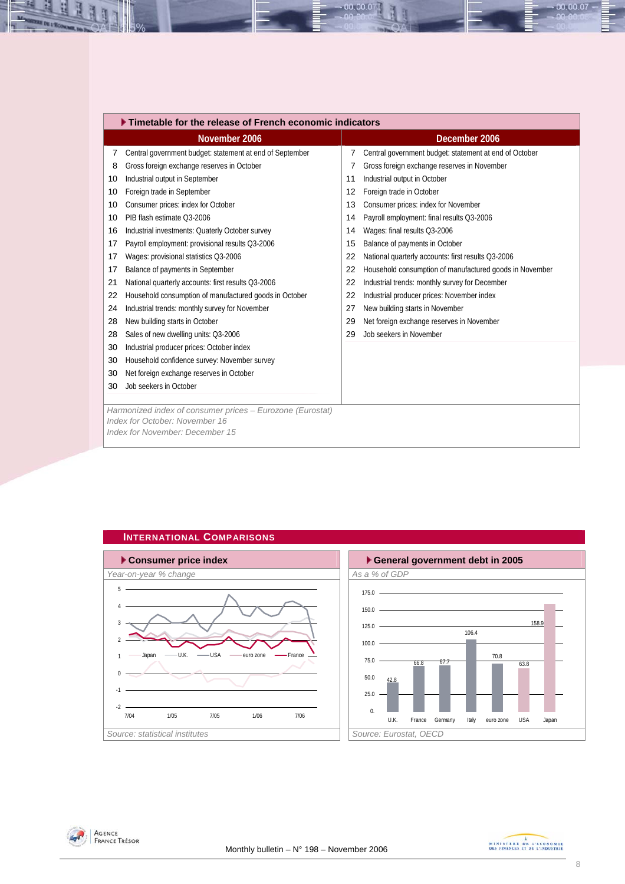## Timetable for the release of French economic indicators

| November 2006 | | December 2006 | |
|---|---|---|---|
| 7 | Central government budget: statement at end of September | 7 | Central government budget: statement at end of October |
| 8 | Gross foreign exchange reserves in October | 7 | Gross foreign exchange reserves in November |
| 10 | Industrial output in September | 11 | Industrial output in October |
| 10 | Foreign trade in September | 12 | Foreign trade in October |
| 10 | Consumer prices: index for October | 13 | Consumer prices: index for November |
| 10 | PIB flash estimate Q3-2006 | 14 | Payroll employment: final results Q3-2006 |
| 16 | Industrial investments: Quaterly October survey | 14 | Wages: final results Q3-2006 |
| 17 | Payroll employment: provisional results Q3-2006 | 15 | Balance of payments in October |
| 17 | Wages: provisional statistics Q3-2006 | 22 | National quarterly accounts: first results Q3-2006 |
| 17 | Balance of payments in September | 22 | Household consumption of manufactured goods in November |
| 21 | National quarterly accounts: first results Q3-2006 | 22 | Industrial trends: monthly survey for December |
| 22 | Household consumption of manufactured goods in October | 22 | Industrial producer prices: November index |
| 24 | Industrial trends: monthly survey for November | 27 | New building starts in November |
| 28 | New building starts in October | 29 | Net foreign exchange reserves in November |
| 28 | Sales of new dwelling units: Q3-2006 | 29 | Job seekers in November |
| 30 | Industrial producer prices: October index | | |
| 30 | Household confidence survey: November survey | | |
| 30 | Net foreign exchange reserves in October | | |
| 30 | Job seekers in October | | |

*Harmonized index of consumer prices – Eurozone (Eurostat)*
*Index for October: November 16*
*Index for November: December 15*

## International Comparisons

### Consumer price index

*Year-on-year % change*

5
4
3
2
1
0
-1
-2

Japan — U.K. — USA — euro zone — France

7/04 1/05 7/05 1/06 7/06

*Source: statistical institutes*

### General government debt in 2005

*As a % of GDP*

175.0
150.0
125.0
100.0
75.0
50.0
25.0
0.

U.K. 42.8
France 66.8
Germany 67.7
Italy 106.4
euro zone 70.8
USA 63.8
Japan 158.9

*Source: Eurostat, OECD*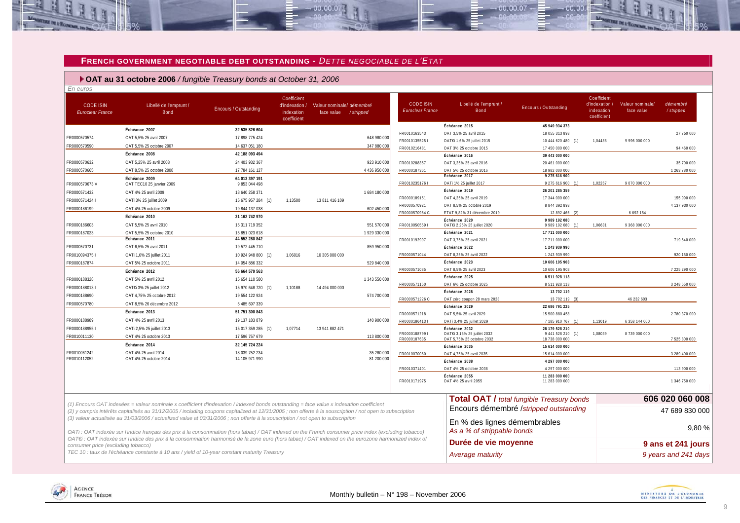## FRENCH GOVERNMENT NEGOTIABLE DEBT OUTSTANDING - *DETTE NEGOCIABLE DE L'ETAT*

### OAT au 31 octobre 2006 / *fungible Treasury bonds at October 31, 2006*

*En euros*

| CODE ISIN *Euroclear France* | Libellé de l'emprunt / Bond | Encours / Outstanding | | Coefficient d'indexation / indexation coefficient | Valeur nominale/ face value | démembré / stripped |
|---|---|---|---|---|---|---|
| | **Échéance 2007** | **32 535 826 604** | | | | |
| FR0000570574 | OAT 5,5% 25 avril 2007 | 17 898 775 424 | | | | 648 980 000 |
| FR0000570590 | OAT 5,5% 25 octobre 2007 | 14 637 051 180 | | | | 347 880 000 |
| | **Échéance 2008** | **42 188 093 494** | | | | |
| FR0000570632 | OAT 5,25% 25 avril 2008 | 24 403 932 367 | | | | 923 910 000 |
| FR0000570665 | OAT 8,5% 25 octobre 2008 | 17 784 161 127 | | | | 4 436 950 000 |
| | **Échéance 2009** | **64 013 397 191** | | | | |
| FR0000570673 V | OAT TEC10 25 janvier 2009 | 9 853 044 498 | | | | |
| FR0000571432 | OAT 4% 25 avril 2009 | 18 640 258 371 | | | | 1 684 180 000 |
| FR0000571424 I | OATi 3% 25 juillet 2009 | 15 675 957 284 | (1) | 1,13500 | 13 811 416 109 | |
| FR0000186199 | OAT 4% 25 octobre 2009 | 19 844 137 038 | | | | 602 450 000 |
| | **Échéance 2010** | **31 162 742 970** | | | | |
| FR0000186603 | OAT 5,5% 25 avril 2010 | 15 311 719 352 | | | | 551 570 000 |
| FR0000187023 | OAT 5,5% 25 octobre 2010 | 15 851 023 618 | | | | 1 929 330 000 |
| | **Échéance 2011** | **44 552 280 842** | | | | |
| FR0000570731 | OAT 6,5% 25 avril 2011 | 19 572 445 710 | | | | 859 950 000 |
| FR0010094375 I | OATi 1,6% 25 juillet 2011 | 10 924 948 800 | (1) | 1,06016 | 10 305 000 000 | |
| FR0000187874 | OAT 5% 25 octobre 2011 | 14 054 886 332 | | | | 529 840 000 |
| | **Échéance 2012** | **56 664 579 563** | | | | |
| FR0000188328 | OAT 5% 25 avril 2012 | 15 654 110 580 | | | | 1 343 550 000 |
| FR0000188013 I | OAT€i 3% 25 juillet 2012 | 15 970 648 720 | (1) | 1,10188 | 14 494 000 000 | |
| FR0000188690 | OAT 4,75% 25 octobre 2012 | 19 554 122 924 | | | | 574 700 000 |
| FR0000570780 | OAT 8,5% 26 décembre 2012 | 5 485 697 339 | | | | |
| | **Échéance 2013** | **51 751 300 843** | | | | |
| FR0000188989 | OAT 4% 25 avril 2013 | 19 137 183 879 | | | | 140 900 000 |
| FR0000188955 I | OATi 2,5% 25 juillet 2013 | 15 017 359 285 | (1) | 1,07714 | 13 941 882 471 | |
| FR0010011130 | OAT 4% 25 octobre 2013 | 17 596 757 679 | | | | 113 800 000 |
| | **Échéance 2014** | **32 145 724 224** | | | | |
| FR0010061242 | OAT 4% 25 avril 2014 | 18 039 752 234 | | | | 35 280 000 |
| FR0010112052 | OAT 4% 25 octobre 2014 | 14 105 971 990 | | | | 81 200 000 |
| | **Échéance 2015** | **45 949 934 373** | | | | |
| FR0010163543 | OAT 3,5% 25 avril 2015 | 18 055 313 893 | | | | 27 750 000 |
| FR0010135525 I | OAT€i 1,6% 25 juillet 2015 | 10 444 620 480 | (1) | 1,04488 | 9 996 000 000 | |
| FR0010216481 | OAT 3% 25 octobre 2015 | 17 450 000 000 | | | | 94 460 000 |
| | **Échéance 2016** | **39 443 000 000** | | | | |
| FR0010288357 | OAT 3,25% 25 avril 2016 | 20 461 000 000 | | | | 35 700 000 |
| FR0000187361 | OAT 5% 25 octobre 2016 | 18 982 000 000 | | | | 1 263 780 000 |
| | **Échéance 2017** | **9 275 616 900** | | | | |
| FR0010235176 I | OATi 1% 25 juillet 2017 | 9 275 616 900 | (1) | 1,02267 | 9 070 000 000 | |
| | **Échéance 2019** | **26 201 285 359** | | | | |
| FR0000189151 | OAT 4,25% 25 avril 2019 | 17 344 000 000 | | | | 155 990 000 |
| FR0000570921 | OAT 8,5% 25 octobre 2019 | 8 844 392 893 | | | | 4 137 930 000 |
| FR0000570954 C | ETAT 9,82% 31 décembre 2019 | 12 892 466 | (2) | | 6 692 154 | |
| | **Échéance 2020** | **9 989 192 080** | | | | |
| FR0010050559 I | OAT€i 2,25% 25 juillet 2020 | 9 989 192 080 | (1) | 1,06631 | 9 368 000 000 | |
| | **Échéance 2021** | **17 711 000 000** | | | | |
| FR0010192997 | OAT 3,75% 25 avril 2021 | 17 711 000 000 | | | | 719 540 000 |
| | **Échéance 2022** | **1 243 939 990** | | | | |
| FR0000571044 | OAT 8,25% 25 avril 2022 | 1 243 939 990 | | | | 920 150 000 |
| | **Échéance 2023** | **10 606 195 903** | | | | |
| FR0000571085 | OAT 8,5% 25 avril 2023 | 10 606 195 903 | | | | 7 225 290 000 |
| | **Échéance 2025** | **8 511 928 118** | | | | |
| FR0000571150 | OAT 6% 25 octobre 2025 | 8 511 928 118 | | | | 3 248 550 000 |
| | **Échéance 2028** | **13 702 119** | | | | |
| FR0000571226 C | OAT zéro coupon 28 mars 2028 | 13 702 119 | (3) | | 46 232 603 | |
| | **Échéance 2029** | **22 686 791 225** | | | | |
| FR0000571218 | OAT 5,5% 25 avril 2029 | 15 500 880 458 | | | | 2 780 370 000 |
| FR0000186413 I | OATi 3,4% 25 juillet 2029 | 7 185 910 767 | (1) | 1,13019 | 6 358 144 000 | |
| | **Échéance 2032** | **28 179 528 210** | | | | |
| FR0000188799 I | OAT€i 3,15% 25 juillet 2032 | 9 441 528 210 | (1) | 1,08039 | 8 739 000 000 | |
| FR0000187635 | OAT 5,75% 25 octobre 2032 | 18 738 000 000 | | | | 7 525 800 000 |
| | **Échéance 2035** | **15 614 000 000** | | | | |
| FR0010070060 | OAT 4,75% 25 avril 2035 | 15 614 000 000 | | | | 3 289 400 000 |
| | **Échéance 2038** | **4 297 000 000** | | | | |
| FR0010371401 | OAT 4% 25 octobre 2038 | 4 297 000 000 | | | | 113 900 000 |
| | **Échéance 2055** | **11 283 000 000** | | | | |
| FR0010171975 | OAT 4% 25 avril 2055 | 11 283 000 000 | | | | 1 346 750 000 |

| | |
|---|---|
| **Total OAT /** *total fungible Treasury bonds* | **606 020 060 008** |
| Encours démembré /*stripped outstanding* | 47 689 830 000 |
| En % des lignes démembrables *As a % of strippable bonds* | 9,80 % |
| **Durée de vie moyenne** | **9 ans et 241 jours** |
| *Average maturity* | *9 years and 241 days* |

*(1) Encours OAT indexées = valeur nominale x coefficient d'indexation / indexed bonds outstanding = face value x indexation coefficient*
*(2) y compris intérêts capitalisés au 31/12/2005 / including coupons capitalized at 12/31/2005 ; non offerte à la souscription / not open to subscription*
*(3) valeur actualisée au 31/03/2006 / actualized value at 03/31/2006 ; non offerte à la souscription / not open to subscription*

*OATi : OAT indexée sur l'indice français des prix à la consommation (hors tabac) / OAT indexed on the French consumer price index (excluding tobacco)*
*OAT€i : OAT indexée sur l'indice des prix à la consommation harmonisé de la zone euro (hors tabac) / OAT indexed on the eurozone harmonized index of consumer price (excluding tobacco)*
*TEC 10 : taux de l'échéance constante à 10 ans / yield of 10-year constant maturity Treasury*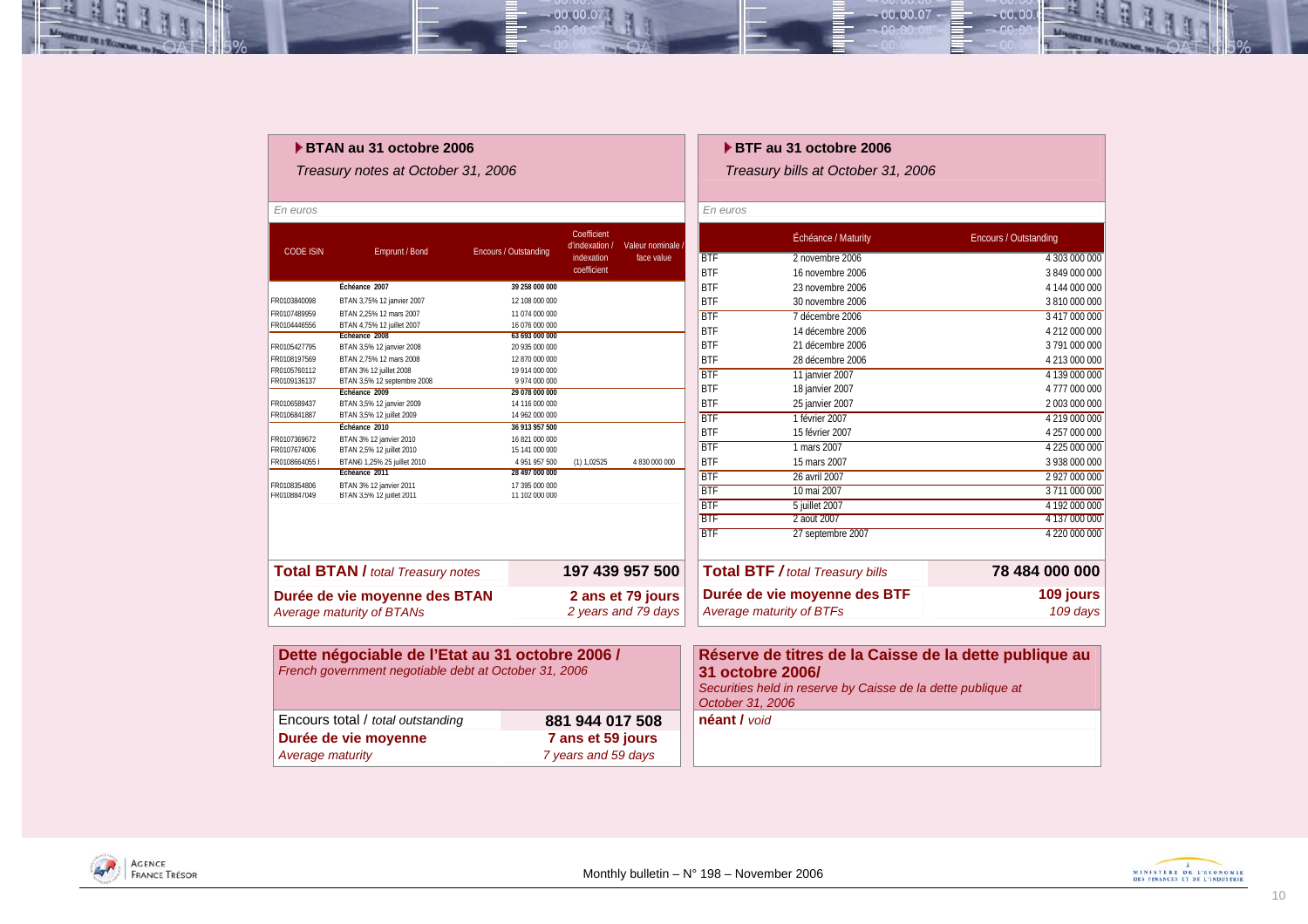## BTAN au 31 octobre 2006

*Treasury notes at October 31, 2006*

*En euros*

| CODE ISIN | Emprunt / Bond | Encours / Outstanding | Coefficient d'indexation / indexation coefficient | Valeur nominale / face value |
|---|---|---|---|---|
| | **Échéance 2007** | **39 258 000 000** | | |
| FR0103840098 | BTAN 3,75% 12 janvier 2007 | 12 108 000 000 | | |
| FR0107489959 | BTAN 2,25% 12 mars 2007 | 11 074 000 000 | | |
| FR0104446556 | BTAN 4,75% 12 juillet 2007 | 16 076 000 000 | | |
| | **Échéance 2008** | **63 693 000 000** | | |
| FR0105427795 | BTAN 3,5% 12 janvier 2008 | 20 935 000 000 | | |
| FR0108197569 | BTAN 2,75% 12 mars 2008 | 12 870 000 000 | | |
| FR0105760112 | BTAN 3% 12 juillet 2008 | 19 914 000 000 | | |
| FR0109136137 | BTAN 3,5% 12 septembre 2008 | 9 974 000 000 | | |
| | **Échéance 2009** | **29 078 000 000** | | |
| FR0106589437 | BTAN 3,5% 12 janvier 2009 | 14 116 000 000 | | |
| FR0106841887 | BTAN 3,5% 12 juillet 2009 | 14 962 000 000 | | |
| | **Échéance 2010** | **36 913 957 500** | | |
| FR0107369672 | BTAN 3% 12 janvier 2010 | 16 821 000 000 | | |
| FR0107674006 | BTAN 2,5% 12 juillet 2010 | 15 141 000 000 | | |
| FR0108664055 I | BTAN€i 1,25% 25 juillet 2010 | 4 951 957 500 | (1) 1,02525 | 4 830 000 000 |
| | **Échéance 2011** | **28 497 000 000** | | |
| FR0108354806 | BTAN 3% 12 janvier 2011 | 17 395 000 000 | | |
| FR0108847049 | BTAN 3,5% 12 juillet 2011 | 11 102 000 000 | | |

**Total BTAN /** *total Treasury notes* **197 439 957 500**

**Durée de vie moyenne des BTAN** **2 ans et 79 jours**
*Average maturity of BTANs* *2 years and 79 days*

## BTF au 31 octobre 2006

*Treasury bills at October 31, 2006*

*En euros*

| | Échéance / Maturity | Encours / Outstanding |
|---|---|---|
| BTF | 2 novembre 2006 | 4 303 000 000 |
| BTF | 16 novembre 2006 | 3 849 000 000 |
| BTF | 23 novembre 2006 | 4 144 000 000 |
| BTF | 30 novembre 2006 | 3 810 000 000 |
| BTF | 7 décembre 2006 | 3 417 000 000 |
| BTF | 14 décembre 2006 | 4 212 000 000 |
| BTF | 21 décembre 2006 | 3 791 000 000 |
| BTF | 28 décembre 2006 | 4 213 000 000 |
| BTF | 11 janvier 2007 | 4 139 000 000 |
| BTF | 18 janvier 2007 | 4 777 000 000 |
| BTF | 25 janvier 2007 | 2 003 000 000 |
| BTF | 1 février 2007 | 4 219 000 000 |
| BTF | 15 février 2007 | 4 257 000 000 |
| BTF | 1 mars 2007 | 4 225 000 000 |
| BTF | 15 mars 2007 | 3 938 000 000 |
| BTF | 26 avril 2007 | 2 927 000 000 |
| BTF | 10 mai 2007 | 3 711 000 000 |
| BTF | 5 juillet 2007 | 4 192 000 000 |
| BTF | 2 août 2007 | 4 137 000 000 |
| BTF | 27 septembre 2007 | 4 220 000 000 |

**Total BTF /** *total Treasury bills* **78 484 000 000**

**Durée de vie moyenne des BTF** **109 jours**
*Average maturity of BTFs* *109 days*

## Dette négociable de l'Etat au 31 octobre 2006 /

*French government negotiable debt at October 31, 2006*

| | |
|---|---|
| Encours total / *total outstanding* | **881 944 017 508** |
| **Durée de vie moyenne** | **7 ans et 59 jours** |
| *Average maturity* | *7 years and 59 days* |

## Réserve de titres de la Caisse de la dette publique au 31 octobre 2006/

*Securities held in reserve by Caisse de la dette publique at October 31, 2006*

**néant /** *void*

Monthly bulletin – N° 198 – November 2006